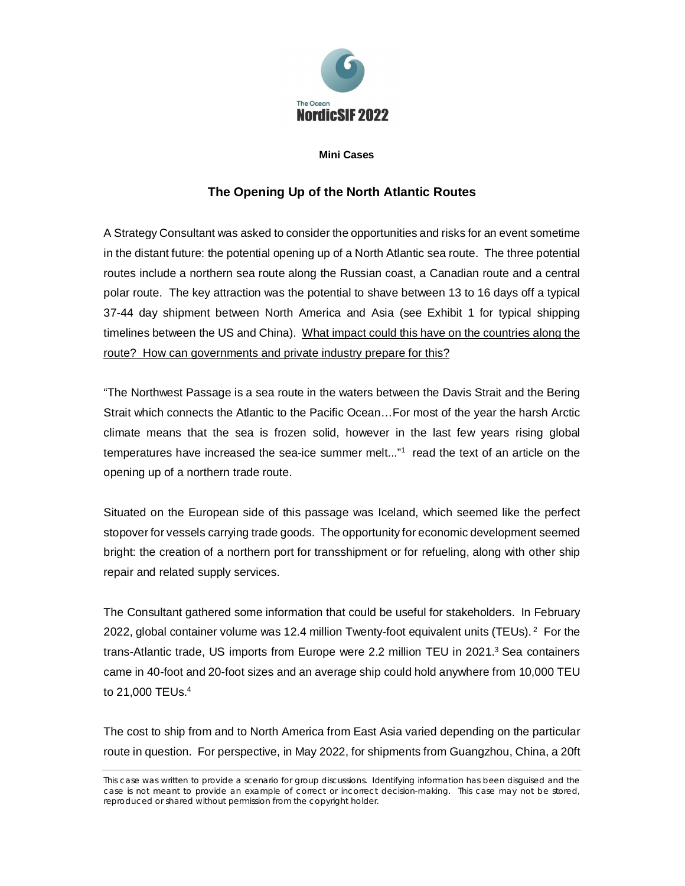The Ocean
**NordicSIF 2022**

**Mini Cases**

## The Opening Up of the North Atlantic Routes

A Strategy Consultant was asked to consider the opportunities and risks for an event sometime in the distant future: the potential opening up of a North Atlantic sea route. The three potential routes include a northern sea route along the Russian coast, a Canadian route and a central polar route. The key attraction was the potential to shave between 13 to 16 days off a typical 37-44 day shipment between North America and Asia (see Exhibit 1 for typical shipping timelines between the US and China). What impact could this have on the countries along the route? How can governments and private industry prepare for this?

"The Northwest Passage is a sea route in the waters between the Davis Strait and the Bering Strait which connects the Atlantic to the Pacific Ocean…For most of the year the harsh Arctic climate means that the sea is frozen solid, however in the last few years rising global temperatures have increased the sea-ice summer melt..."[1] read the text of an article on the opening up of a northern trade route.

Situated on the European side of this passage was Iceland, which seemed like the perfect stopover for vessels carrying trade goods. The opportunity for economic development seemed bright: the creation of a northern port for transshipment or for refueling, along with other ship repair and related supply services.

The Consultant gathered some information that could be useful for stakeholders. In February 2022, global container volume was 12.4 million Twenty-foot equivalent units (TEUs).[2] For the trans-Atlantic trade, US imports from Europe were 2.2 million TEU in 2021.[3] Sea containers came in 40-foot and 20-foot sizes and an average ship could hold anywhere from 10,000 TEU to 21,000 TEUs.[4]

The cost to ship from and to North America from East Asia varied depending on the particular route in question. For perspective, in May 2022, for shipments from Guangzhou, China, a 20ft

This case was written to provide a scenario for group discussions. Identifying information has been disguised and the case is not meant to provide an example of correct or incorrect decision-making. This case may not be stored, reproduced or shared without permission from the copyright holder.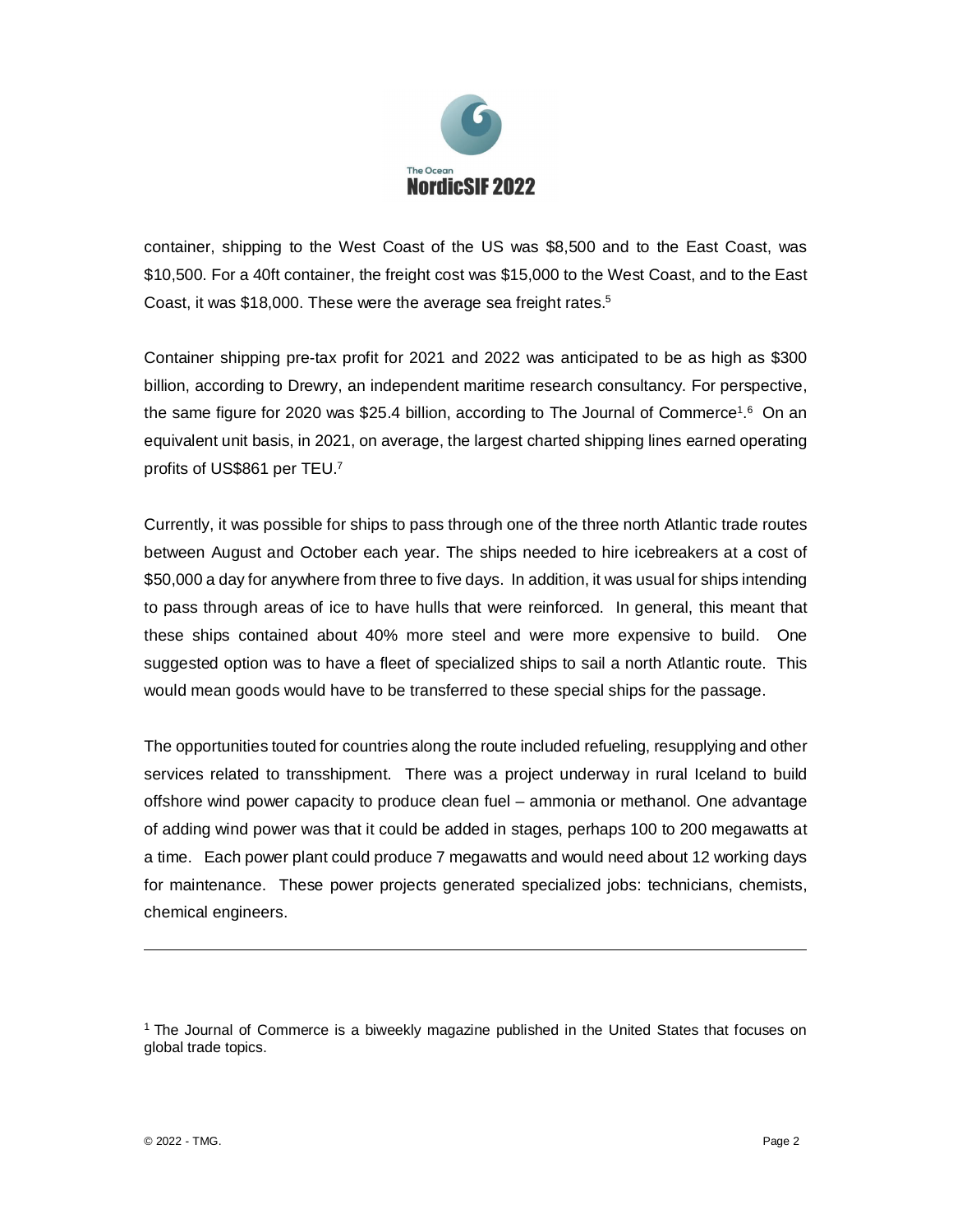container, shipping to the West Coast of the US was $8,500 and to the East Coast, was $10,500. For a 40ft container, the freight cost was $15,000 to the West Coast, and to the East Coast, it was $18,000. These were the average sea freight rates.[5]

Container shipping pre-tax profit for 2021 and 2022 was anticipated to be as high as $300 billion, according to Drewry, an independent maritime research consultancy. For perspective, the same figure for 2020 was $25.4 billion, according to The Journal of Commerce[1].[6] On an equivalent unit basis, in 2021, on average, the largest charted shipping lines earned operating profits of US$861 per TEU.[7]

Currently, it was possible for ships to pass through one of the three north Atlantic trade routes between August and October each year. The ships needed to hire icebreakers at a cost of $50,000 a day for anywhere from three to five days. In addition, it was usual for ships intending to pass through areas of ice to have hulls that were reinforced. In general, this meant that these ships contained about 40% more steel and were more expensive to build. One suggested option was to have a fleet of specialized ships to sail a north Atlantic route. This would mean goods would have to be transferred to these special ships for the passage.

The opportunities touted for countries along the route included refueling, resupplying and other services related to transshipment. There was a project underway in rural Iceland to build offshore wind power capacity to produce clean fuel – ammonia or methanol. One advantage of adding wind power was that it could be added in stages, perhaps 100 to 200 megawatts at a time. Each power plant could produce 7 megawatts and would need about 12 working days for maintenance. These power projects generated specialized jobs: technicians, chemists, chemical engineers.

---

[1] The Journal of Commerce is a biweekly magazine published in the United States that focuses on global trade topics.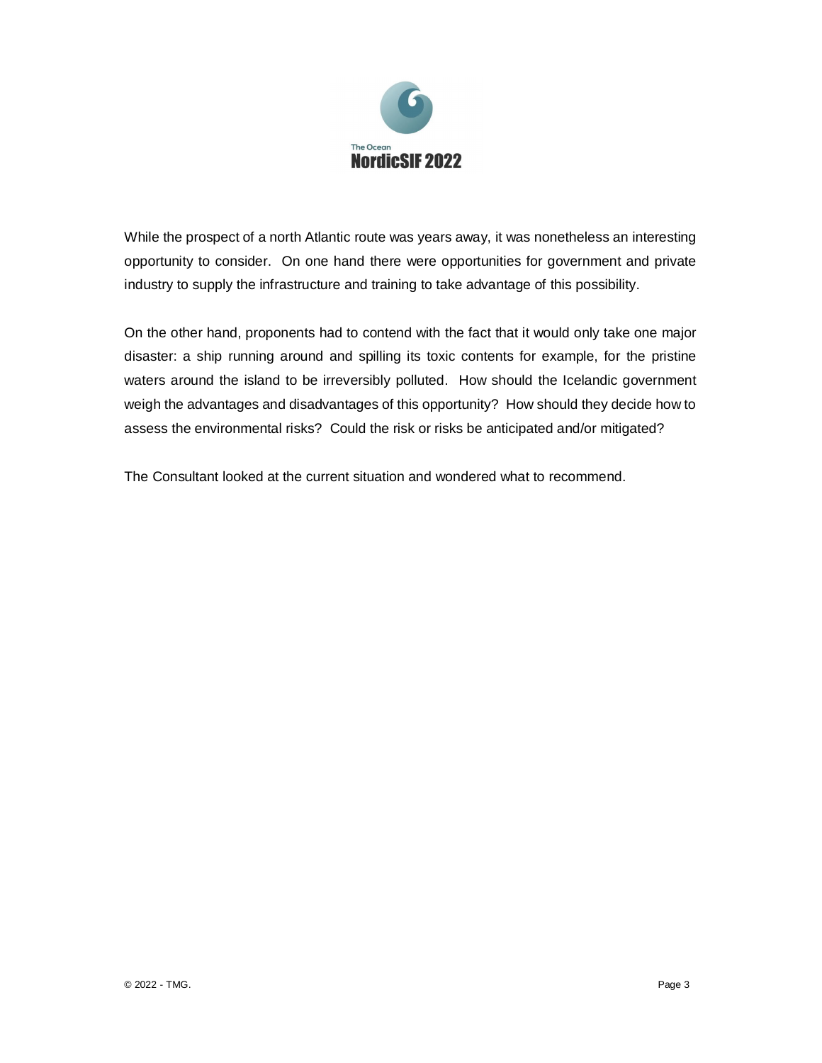While the prospect of a north Atlantic route was years away, it was nonetheless an interesting opportunity to consider. On one hand there were opportunities for government and private industry to supply the infrastructure and training to take advantage of this possibility.

On the other hand, proponents had to contend with the fact that it would only take one major disaster: a ship running around and spilling its toxic contents for example, for the pristine waters around the island to be irreversibly polluted. How should the Icelandic government weigh the advantages and disadvantages of this opportunity? How should they decide how to assess the environmental risks? Could the risk or risks be anticipated and/or mitigated?

The Consultant looked at the current situation and wondered what to recommend.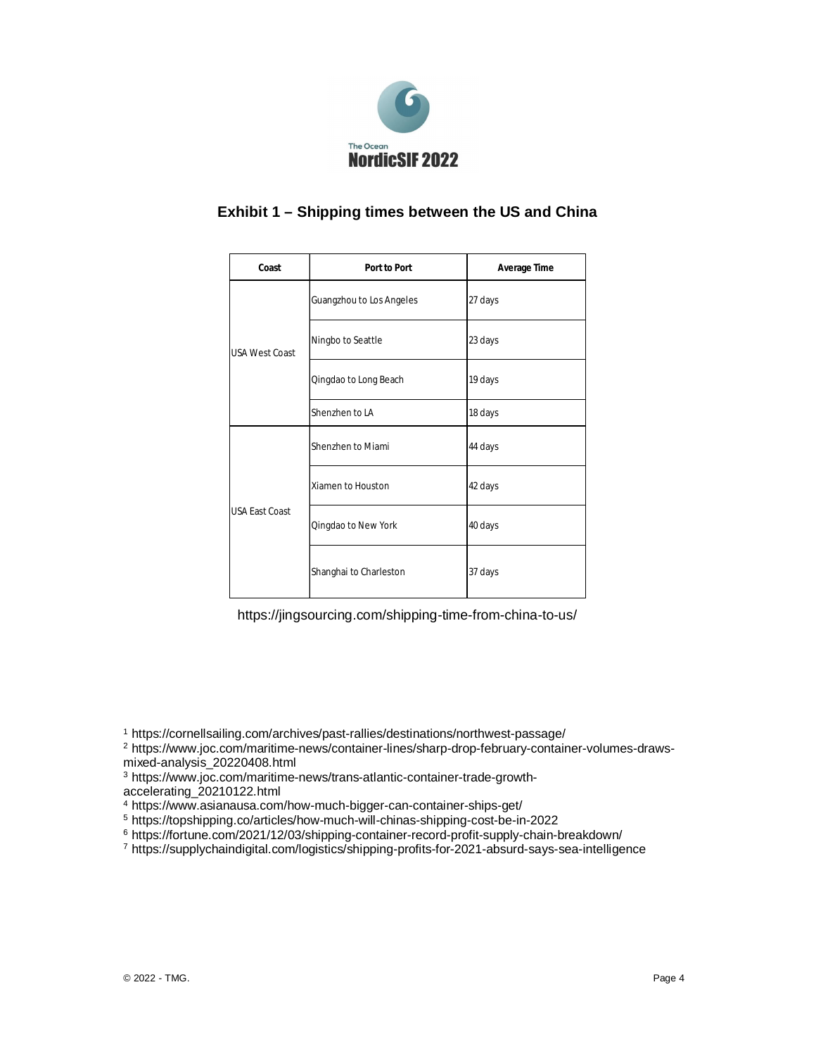## Exhibit 1 – Shipping times between the US and China

| Coast | Port to Port | Average Time |
|---|---|---|
| USA West Coast | Guangzhou to Los Angeles | 27 days |
| | Ningbo to Seattle | 23 days |
| | Qingdao to Long Beach | 19 days |
| | Shenzhen to LA | 18 days |
| USA East Coast | Shenzhen to Miami | 44 days |
| | Xiamen to Houston | 42 days |
| | Qingdao to New York | 40 days |
| | Shanghai to Charleston | 37 days |

https://jingsourcing.com/shipping-time-from-china-to-us/

[1] https://cornellsailing.com/archives/past-rallies/destinations/northwest-passage/
[2] https://www.joc.com/maritime-news/container-lines/sharp-drop-february-container-volumes-draws-mixed-analysis_20220408.html
[3] https://www.joc.com/maritime-news/trans-atlantic-container-trade-growth-accelerating_20210122.html
[4] https://www.asianausa.com/how-much-bigger-can-container-ships-get/
[5] https://topshipping.co/articles/how-much-will-chinas-shipping-cost-be-in-2022
[6] https://fortune.com/2021/12/03/shipping-container-record-profit-supply-chain-breakdown/
[7] https://supplychaindigital.com/logistics/shipping-profits-for-2021-absurd-says-sea-intelligence

© 2022 - TMG.